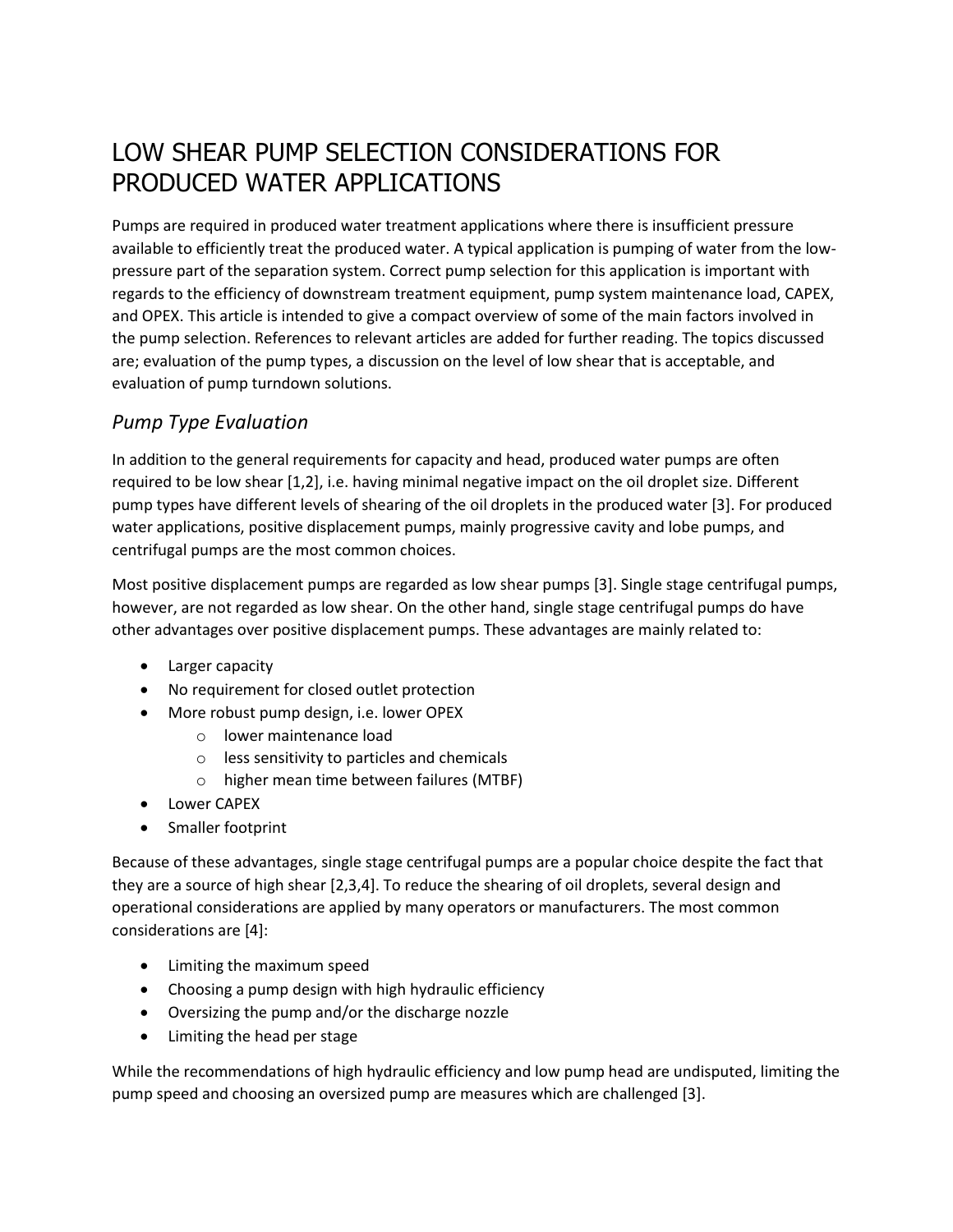# LOW SHEAR PUMP SELECTION CONSIDERATIONS FOR PRODUCED WATER APPLICATIONS

Pumps are required in produced water treatment applications where there is insufficient pressure available to efficiently treat the produced water. A typical application is pumping of water from the low-pressure part of the separation system. Correct pump selection for this application is important with regards to the efficiency of downstream treatment equipment, pump system maintenance load, CAPEX, and OPEX. This article is intended to give a compact overview of some of the main factors involved in the pump selection. References to relevant articles are added for further reading. The topics discussed are; evaluation of the pump types, a discussion on the level of low shear that is acceptable, and evaluation of pump turndown solutions.

## *Pump Type Evaluation*

In addition to the general requirements for capacity and head, produced water pumps are often required to be low shear [1,2], i.e. having minimal negative impact on the oil droplet size. Different pump types have different levels of shearing of the oil droplets in the produced water [3]. For produced water applications, positive displacement pumps, mainly progressive cavity and lobe pumps, and centrifugal pumps are the most common choices.

Most positive displacement pumps are regarded as low shear pumps [3]. Single stage centrifugal pumps, however, are not regarded as low shear. On the other hand, single stage centrifugal pumps do have other advantages over positive displacement pumps. These advantages are mainly related to:

- Larger capacity
- No requirement for closed outlet protection
- More robust pump design, i.e. lower OPEX
  - lower maintenance load
  - less sensitivity to particles and chemicals
  - higher mean time between failures (MTBF)
- Lower CAPEX
- Smaller footprint

Because of these advantages, single stage centrifugal pumps are a popular choice despite the fact that they are a source of high shear [2,3,4]. To reduce the shearing of oil droplets, several design and operational considerations are applied by many operators or manufacturers. The most common considerations are [4]:

- Limiting the maximum speed
- Choosing a pump design with high hydraulic efficiency
- Oversizing the pump and/or the discharge nozzle
- Limiting the head per stage

While the recommendations of high hydraulic efficiency and low pump head are undisputed, limiting the pump speed and choosing an oversized pump are measures which are challenged [3].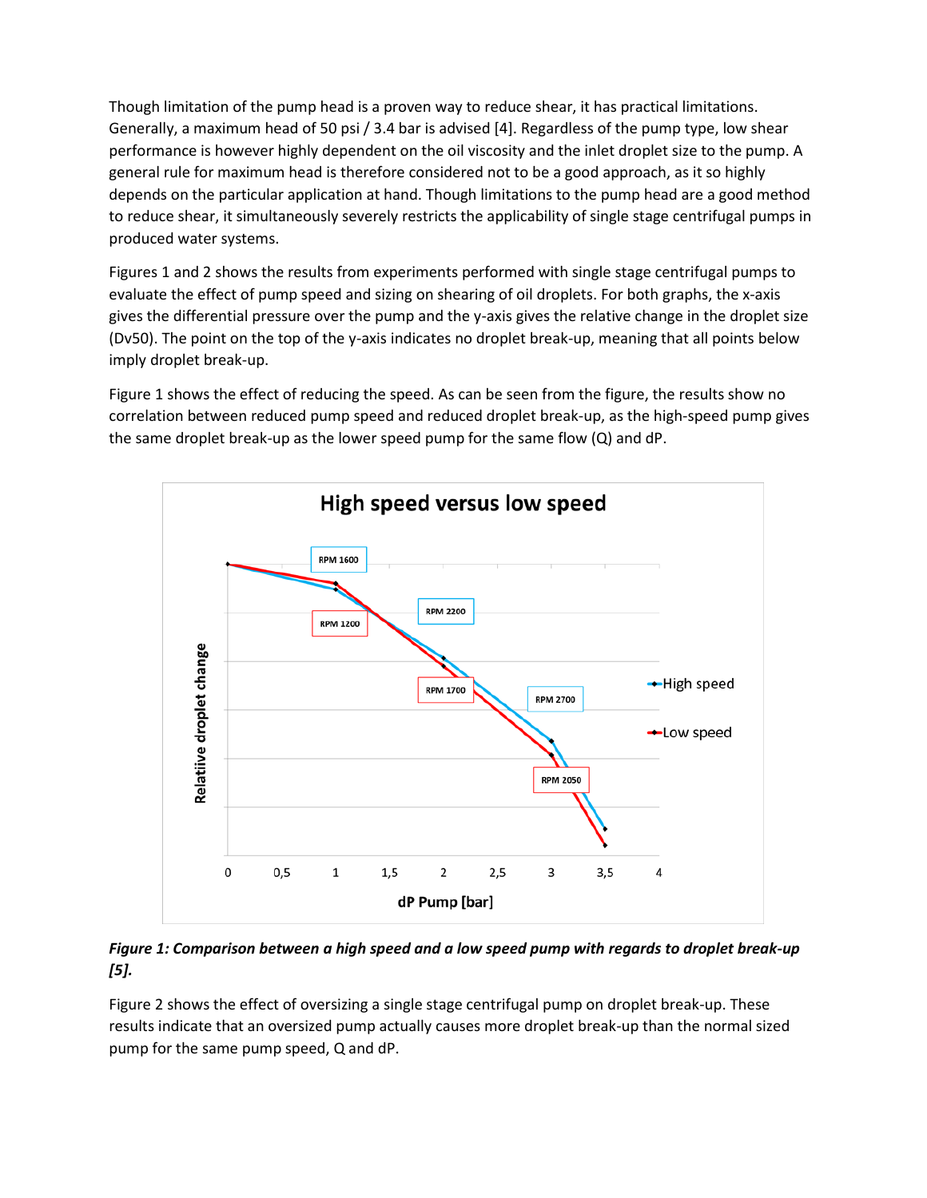Though limitation of the pump head is a proven way to reduce shear, it has practical limitations. Generally, a maximum head of 50 psi / 3.4 bar is advised [4]. Regardless of the pump type, low shear performance is however highly dependent on the oil viscosity and the inlet droplet size to the pump. A general rule for maximum head is therefore considered not to be a good approach, as it so highly depends on the particular application at hand. Though limitations to the pump head are a good method to reduce shear, it simultaneously severely restricts the applicability of single stage centrifugal pumps in produced water systems.

Figures 1 and 2 shows the results from experiments performed with single stage centrifugal pumps to evaluate the effect of pump speed and sizing on shearing of oil droplets. For both graphs, the x-axis gives the differential pressure over the pump and the y-axis gives the relative change in the droplet size (Dv50). The point on the top of the y-axis indicates no droplet break-up, meaning that all points below imply droplet break-up.

Figure 1 shows the effect of reducing the speed. As can be seen from the figure, the results show no correlation between reduced pump speed and reduced droplet break-up, as the high-speed pump gives the same droplet break-up as the lower speed pump for the same flow (Q) and dP.

***Figure 1: Comparison between a high speed and a low speed pump with regards to droplet break-up [5].***

Figure 2 shows the effect of oversizing a single stage centrifugal pump on droplet break-up. These results indicate that an oversized pump actually causes more droplet break-up than the normal sized pump for the same pump speed, Q and dP.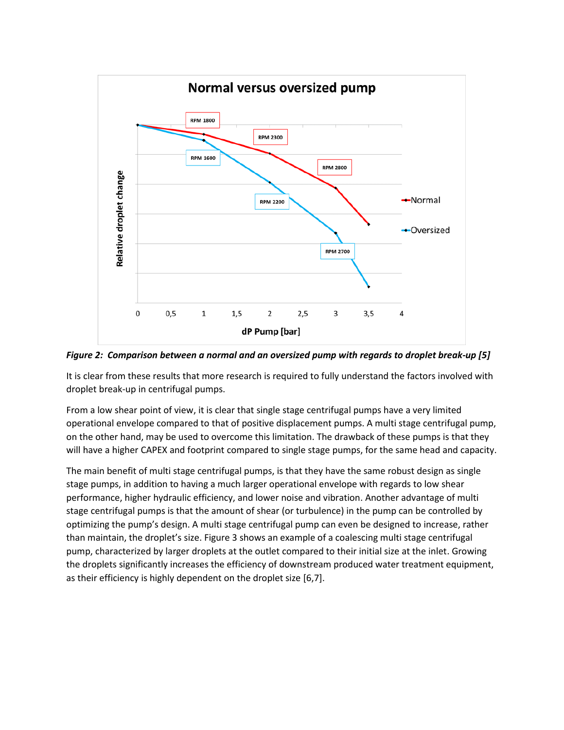*Figure 2: Comparison between a normal and an oversized pump with regards to droplet break-up [5]*

It is clear from these results that more research is required to fully understand the factors involved with droplet break-up in centrifugal pumps.

From a low shear point of view, it is clear that single stage centrifugal pumps have a very limited operational envelope compared to that of positive displacement pumps. A multi stage centrifugal pump, on the other hand, may be used to overcome this limitation. The drawback of these pumps is that they will have a higher CAPEX and footprint compared to single stage pumps, for the same head and capacity.

The main benefit of multi stage centrifugal pumps, is that they have the same robust design as single stage pumps, in addition to having a much larger operational envelope with regards to low shear performance, higher hydraulic efficiency, and lower noise and vibration. Another advantage of multi stage centrifugal pumps is that the amount of shear (or turbulence) in the pump can be controlled by optimizing the pump's design. A multi stage centrifugal pump can even be designed to increase, rather than maintain, the droplet's size. Figure 3 shows an example of a coalescing multi stage centrifugal pump, characterized by larger droplets at the outlet compared to their initial size at the inlet. Growing the droplets significantly increases the efficiency of downstream produced water treatment equipment, as their efficiency is highly dependent on the droplet size [6,7].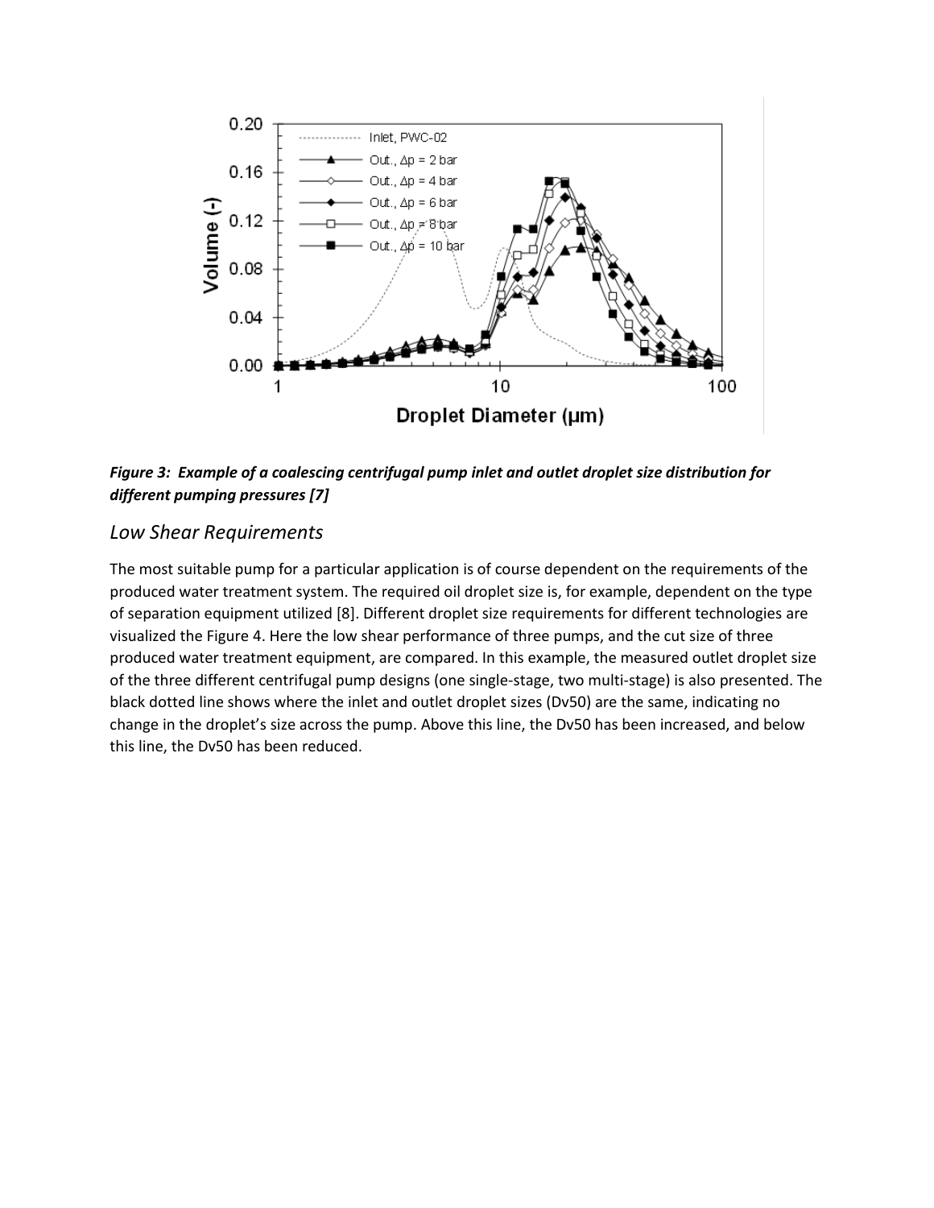*Figure 3: Example of a coalescing centrifugal pump inlet and outlet droplet size distribution for different pumping pressures [7]*

## Low Shear Requirements

The most suitable pump for a particular application is of course dependent on the requirements of the produced water treatment system. The required oil droplet size is, for example, dependent on the type of separation equipment utilized [8]. Different droplet size requirements for different technologies are visualized the Figure 4. Here the low shear performance of three pumps, and the cut size of three produced water treatment equipment, are compared. In this example, the measured outlet droplet size of the three different centrifugal pump designs (one single-stage, two multi-stage) is also presented. The black dotted line shows where the inlet and outlet droplet sizes (Dv50) are the same, indicating no change in the droplet's size across the pump. Above this line, the Dv50 has been increased, and below this line, the Dv50 has been reduced.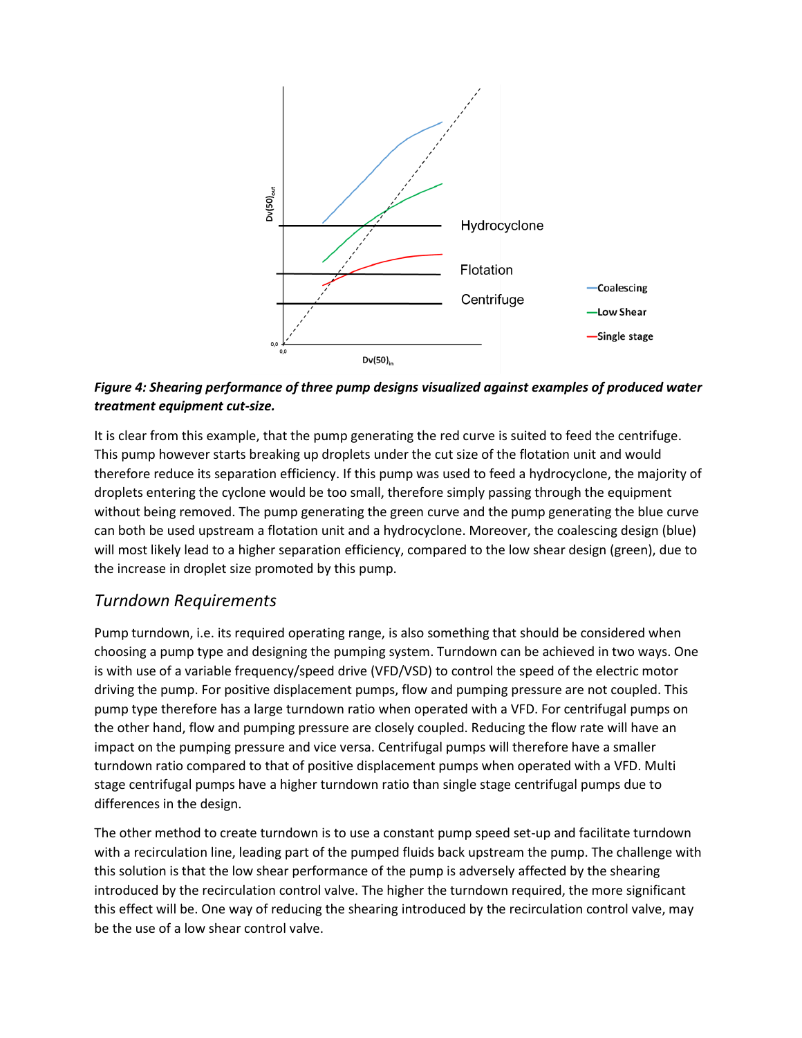***Figure 4: Shearing performance of three pump designs visualized against examples of produced water treatment equipment cut-size.***

It is clear from this example, that the pump generating the red curve is suited to feed the centrifuge. This pump however starts breaking up droplets under the cut size of the flotation unit and would therefore reduce its separation efficiency. If this pump was used to feed a hydrocyclone, the majority of droplets entering the cyclone would be too small, therefore simply passing through the equipment without being removed. The pump generating the green curve and the pump generating the blue curve can both be used upstream a flotation unit and a hydrocyclone. Moreover, the coalescing design (blue) will most likely lead to a higher separation efficiency, compared to the low shear design (green), due to the increase in droplet size promoted by this pump.

## *Turndown Requirements*

Pump turndown, i.e. its required operating range, is also something that should be considered when choosing a pump type and designing the pumping system. Turndown can be achieved in two ways. One is with use of a variable frequency/speed drive (VFD/VSD) to control the speed of the electric motor driving the pump. For positive displacement pumps, flow and pumping pressure are not coupled. This pump type therefore has a large turndown ratio when operated with a VFD. For centrifugal pumps on the other hand, flow and pumping pressure are closely coupled. Reducing the flow rate will have an impact on the pumping pressure and vice versa. Centrifugal pumps will therefore have a smaller turndown ratio compared to that of positive displacement pumps when operated with a VFD. Multi stage centrifugal pumps have a higher turndown ratio than single stage centrifugal pumps due to differences in the design.

The other method to create turndown is to use a constant pump speed set-up and facilitate turndown with a recirculation line, leading part of the pumped fluids back upstream the pump. The challenge with this solution is that the low shear performance of the pump is adversely affected by the shearing introduced by the recirculation control valve. The higher the turndown required, the more significant this effect will be. One way of reducing the shearing introduced by the recirculation control valve, may be the use of a low shear control valve.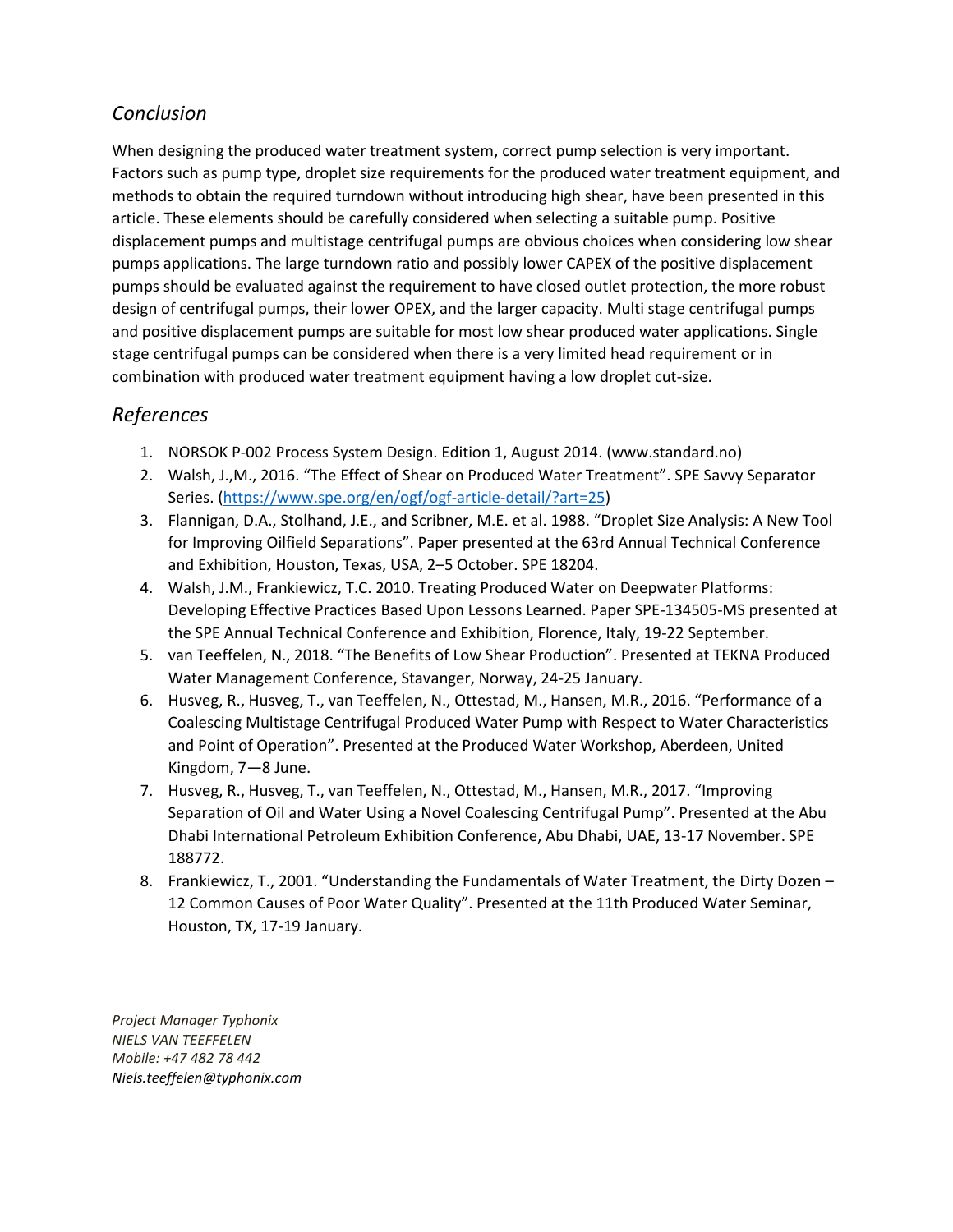## *Conclusion*

When designing the produced water treatment system, correct pump selection is very important. Factors such as pump type, droplet size requirements for the produced water treatment equipment, and methods to obtain the required turndown without introducing high shear, have been presented in this article. These elements should be carefully considered when selecting a suitable pump. Positive displacement pumps and multistage centrifugal pumps are obvious choices when considering low shear pumps applications. The large turndown ratio and possibly lower CAPEX of the positive displacement pumps should be evaluated against the requirement to have closed outlet protection, the more robust design of centrifugal pumps, their lower OPEX, and the larger capacity. Multi stage centrifugal pumps and positive displacement pumps are suitable for most low shear produced water applications. Single stage centrifugal pumps can be considered when there is a very limited head requirement or in combination with produced water treatment equipment having a low droplet cut-size.

## *References*

1. NORSOK P-002 Process System Design. Edition 1, August 2014. (www.standard.no)
2. Walsh, J.,M., 2016. "The Effect of Shear on Produced Water Treatment". SPE Savvy Separator Series. (https://www.spe.org/en/ogf/ogf-article-detail/?art=25)
3. Flannigan, D.A., Stolhand, J.E., and Scribner, M.E. et al. 1988. "Droplet Size Analysis: A New Tool for Improving Oilfield Separations". Paper presented at the 63rd Annual Technical Conference and Exhibition, Houston, Texas, USA, 2–5 October. SPE 18204.
4. Walsh, J.M., Frankiewicz, T.C. 2010. Treating Produced Water on Deepwater Platforms: Developing Effective Practices Based Upon Lessons Learned. Paper SPE-134505-MS presented at the SPE Annual Technical Conference and Exhibition, Florence, Italy, 19-22 September.
5. van Teeffelen, N., 2018. "The Benefits of Low Shear Production". Presented at TEKNA Produced Water Management Conference, Stavanger, Norway, 24-25 January.
6. Husveg, R., Husveg, T., van Teeffelen, N., Ottestad, M., Hansen, M.R., 2016. "Performance of a Coalescing Multistage Centrifugal Produced Water Pump with Respect to Water Characteristics and Point of Operation". Presented at the Produced Water Workshop, Aberdeen, United Kingdom, 7—8 June.
7. Husveg, R., Husveg, T., van Teeffelen, N., Ottestad, M., Hansen, M.R., 2017. "Improving Separation of Oil and Water Using a Novel Coalescing Centrifugal Pump". Presented at the Abu Dhabi International Petroleum Exhibition Conference, Abu Dhabi, UAE, 13-17 November. SPE 188772.
8. Frankiewicz, T., 2001. "Understanding the Fundamentals of Water Treatment, the Dirty Dozen – 12 Common Causes of Poor Water Quality". Presented at the 11th Produced Water Seminar, Houston, TX, 17-19 January.

*Project Manager Typhonix*
*NIELS VAN TEEFFELEN*
*Mobile: +47 482 78 442*
*Niels.teeffelen@typhonix.com*